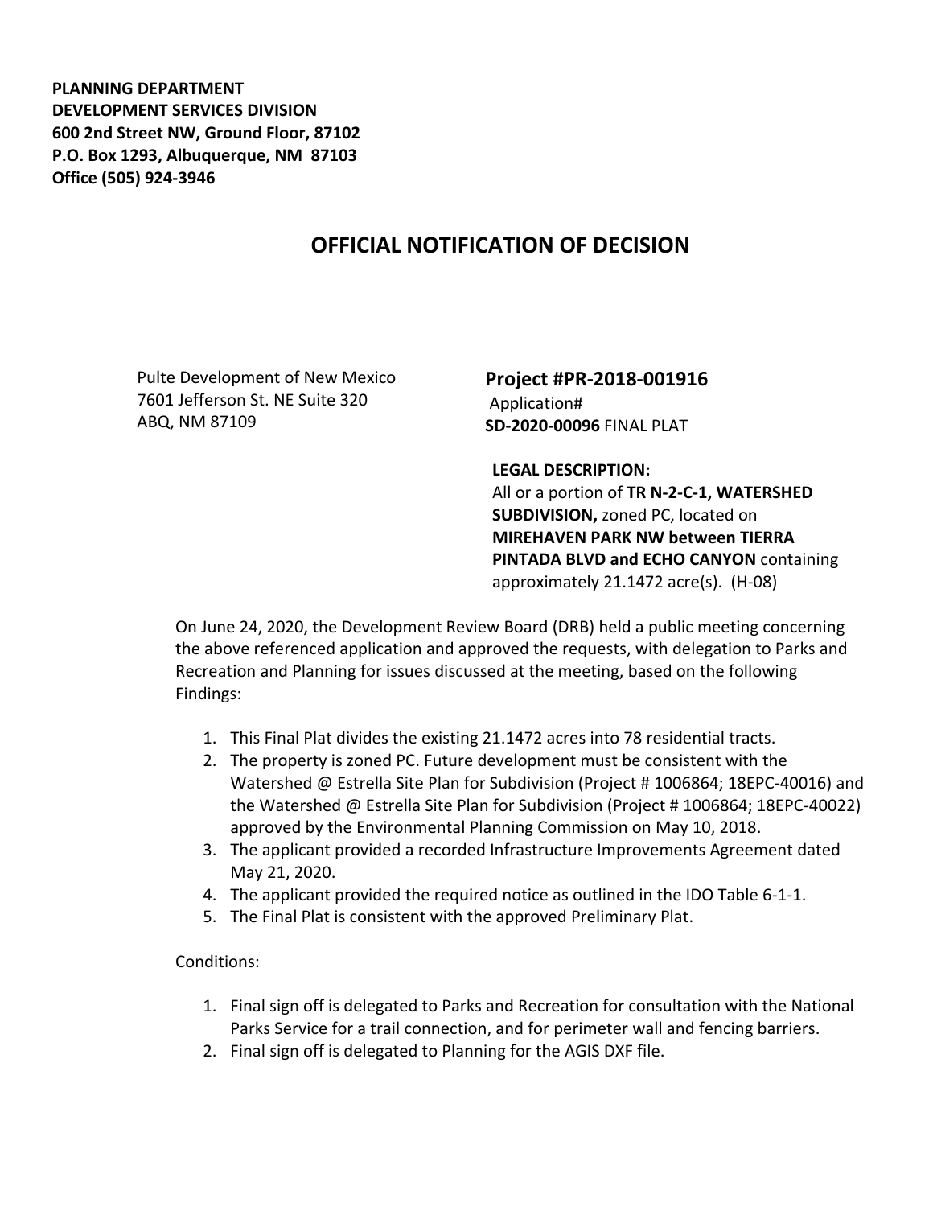**PLANNING DEPARTMENT**
**DEVELOPMENT SERVICES DIVISION**
**600 2nd Street NW, Ground Floor, 87102**
**P.O. Box 1293, Albuquerque, NM 87103**
**Office (505) 924-3946**

# OFFICIAL NOTIFICATION OF DECISION

Pulte Development of New Mexico
7601 Jefferson St. NE Suite 320
ABQ, NM 87109

**Project #PR-2018-001916**
Application#
**SD-2020-00096** FINAL PLAT

**LEGAL DESCRIPTION:**
All or a portion of **TR N-2-C-1, WATERSHED SUBDIVISION,** zoned PC, located on **MIREHAVEN PARK NW between TIERRA PINTADA BLVD and ECHO CANYON** containing approximately 21.1472 acre(s). (H-08)

On June 24, 2020, the Development Review Board (DRB) held a public meeting concerning the above referenced application and approved the requests, with delegation to Parks and Recreation and Planning for issues discussed at the meeting, based on the following Findings:

1. This Final Plat divides the existing 21.1472 acres into 78 residential tracts.
2. The property is zoned PC. Future development must be consistent with the Watershed @ Estrella Site Plan for Subdivision (Project # 1006864; 18EPC-40016) and the Watershed @ Estrella Site Plan for Subdivision (Project # 1006864; 18EPC-40022) approved by the Environmental Planning Commission on May 10, 2018.
3. The applicant provided a recorded Infrastructure Improvements Agreement dated May 21, 2020.
4. The applicant provided the required notice as outlined in the IDO Table 6-1-1.
5. The Final Plat is consistent with the approved Preliminary Plat.

Conditions:

1. Final sign off is delegated to Parks and Recreation for consultation with the National Parks Service for a trail connection, and for perimeter wall and fencing barriers.
2. Final sign off is delegated to Planning for the AGIS DXF file.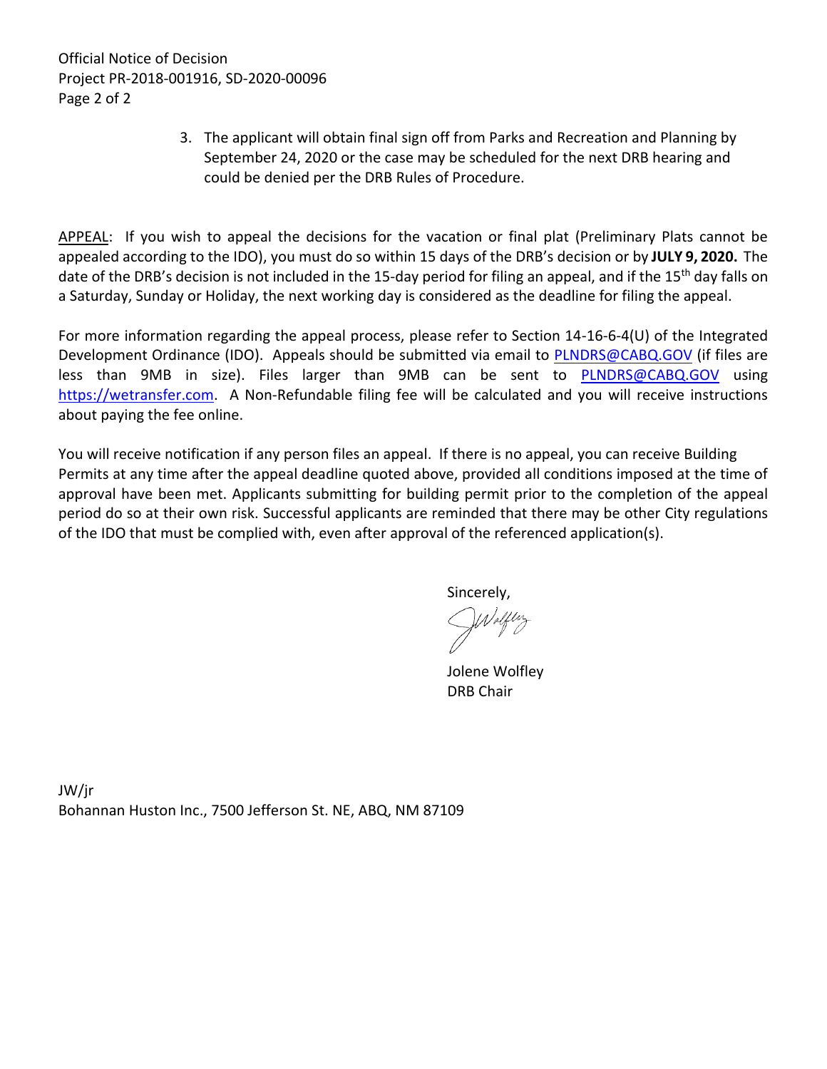3. The applicant will obtain final sign off from Parks and Recreation and Planning by September 24, 2020 or the case may be scheduled for the next DRB hearing and could be denied per the DRB Rules of Procedure.

APPEAL: If you wish to appeal the decisions for the vacation or final plat (Preliminary Plats cannot be appealed according to the IDO), you must do so within 15 days of the DRB's decision or by **JULY 9, 2020.** The date of the DRB's decision is not included in the 15-day period for filing an appeal, and if the 15th day falls on a Saturday, Sunday or Holiday, the next working day is considered as the deadline for filing the appeal.

For more information regarding the appeal process, please refer to Section 14-16-6-4(U) of the Integrated Development Ordinance (IDO). Appeals should be submitted via email to PLNDRS@CABQ.GOV (if files are less than 9MB in size). Files larger than 9MB can be sent to PLNDRS@CABQ.GOV using https://wetransfer.com. A Non-Refundable filing fee will be calculated and you will receive instructions about paying the fee online.

You will receive notification if any person files an appeal. If there is no appeal, you can receive Building Permits at any time after the appeal deadline quoted above, provided all conditions imposed at the time of approval have been met. Applicants submitting for building permit prior to the completion of the appeal period do so at their own risk. Successful applicants are reminded that there may be other City regulations of the IDO that must be complied with, even after approval of the referenced application(s).

Sincerely,

Jolene Wolfley
DRB Chair

JW/jr
Bohannan Huston Inc., 7500 Jefferson St. NE, ABQ, NM 87109